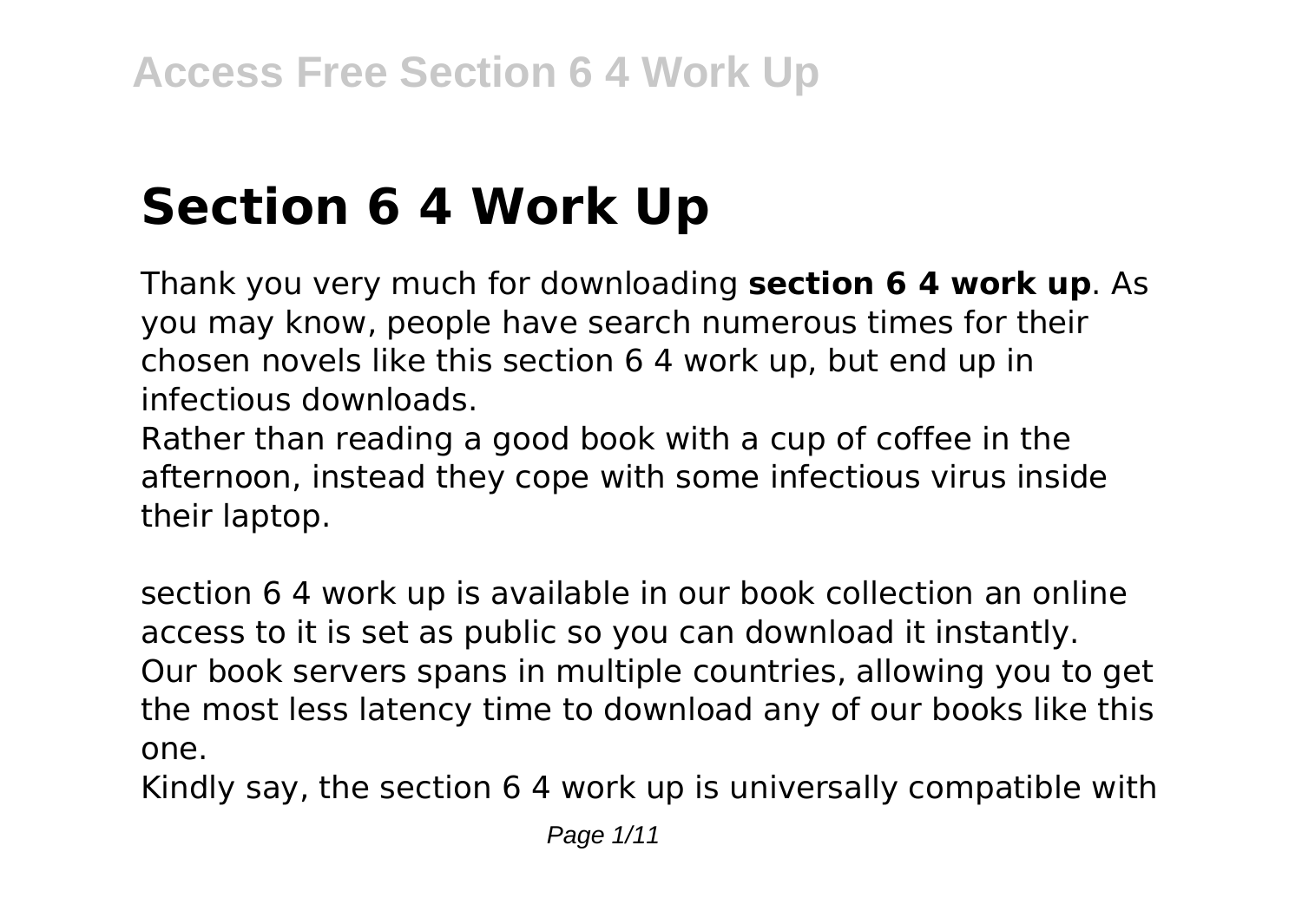# Section 6 4 Work Up

Thank you very much for downloading **section 6 4 work up**. As you may know, people have search numerous times for their chosen novels like this section 6 4 work up, but end up in infectious downloads.

Rather than reading a good book with a cup of coffee in the afternoon, instead they cope with some infectious virus inside their laptop.

section 6 4 work up is available in our book collection an online access to it is set as public so you can download it instantly.

Our book servers spans in multiple countries, allowing you to get the most less latency time to download any of our books like this one.

Kindly say, the section 6 4 work up is universally compatible with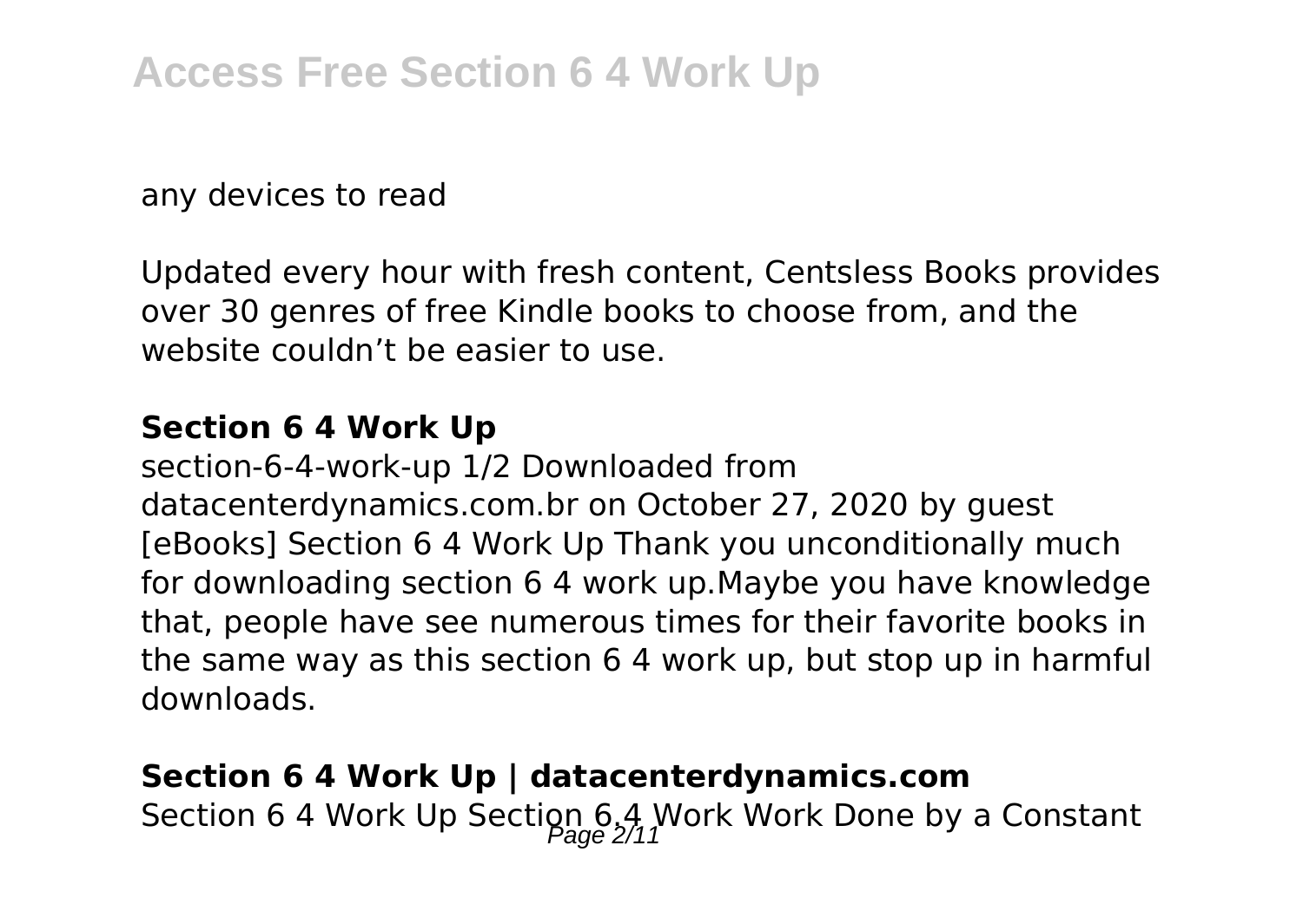any devices to read

Updated every hour with fresh content, Centsless Books provides over 30 genres of free Kindle books to choose from, and the website couldn't be easier to use.

### Section 6 4 Work Up

section-6-4-work-up 1/2 Downloaded from datacenterdynamics.com.br on October 27, 2020 by guest [eBooks] Section 6 4 Work Up Thank you unconditionally much for downloading section 6 4 work up.Maybe you have knowledge that, people have see numerous times for their favorite books in the same way as this section 6 4 work up, but stop up in harmful downloads.

### Section 6 4 Work Up | datacenterdynamics.com

Section 6 4 Work Up Section 6.4 Work Work Done by a Constant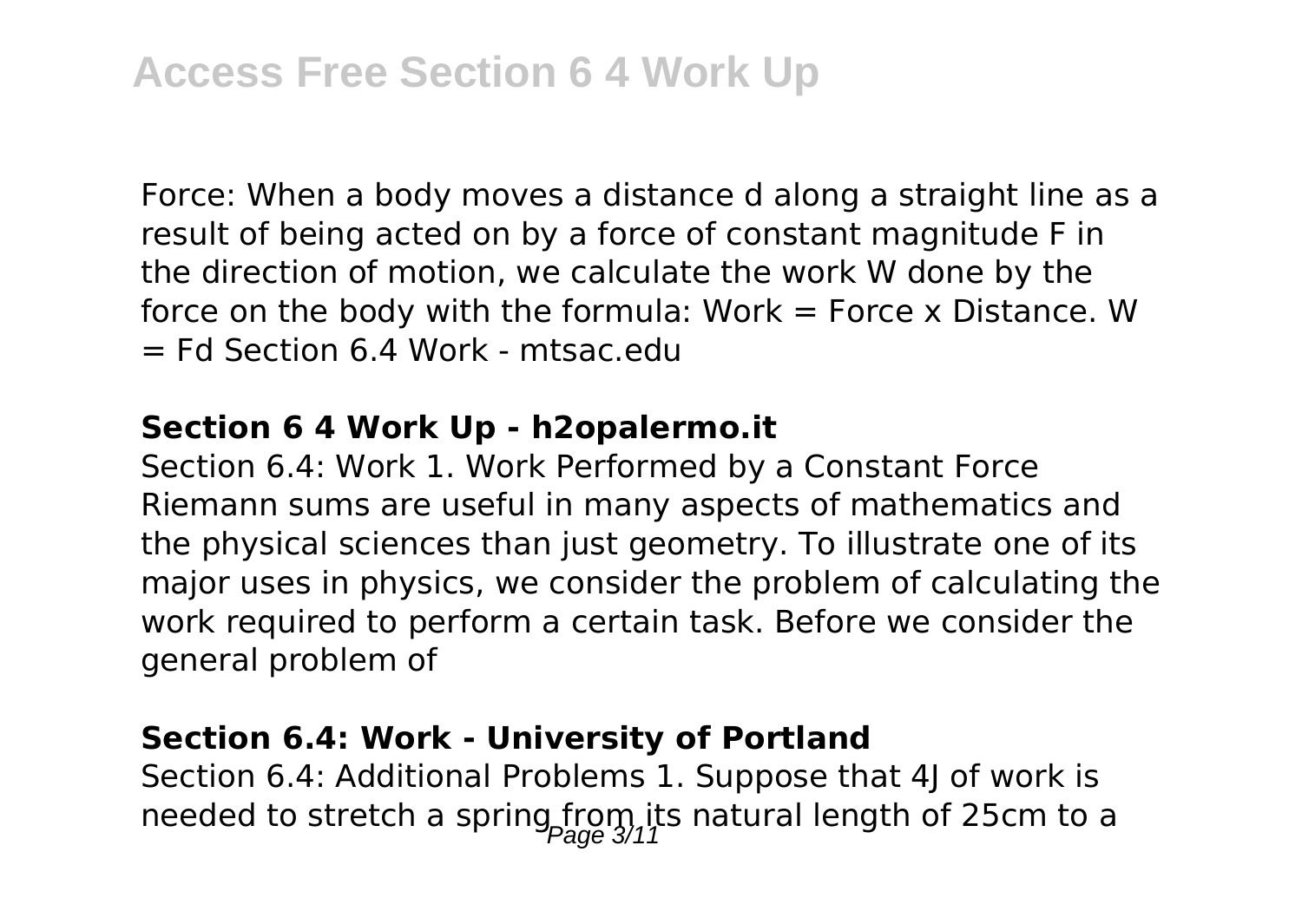Force: When a body moves a distance d along a straight line as a result of being acted on by a force of constant magnitude F in the direction of motion, we calculate the work W done by the force on the body with the formula: Work = Force x Distance. $W = Fd$ Section 6.4 Work - mtsac.edu

### Section 6 4 Work Up - h2opalermo.it

Section 6.4: Work 1. Work Performed by a Constant Force Riemann sums are useful in many aspects of mathematics and the physical sciences than just geometry. To illustrate one of its major uses in physics, we consider the problem of calculating the work required to perform a certain task. Before we consider the general problem of

### Section 6.4: Work - University of Portland

Section 6.4: Additional Problems 1. Suppose that 4J of work is needed to stretch a spring from its natural length of 25cm to a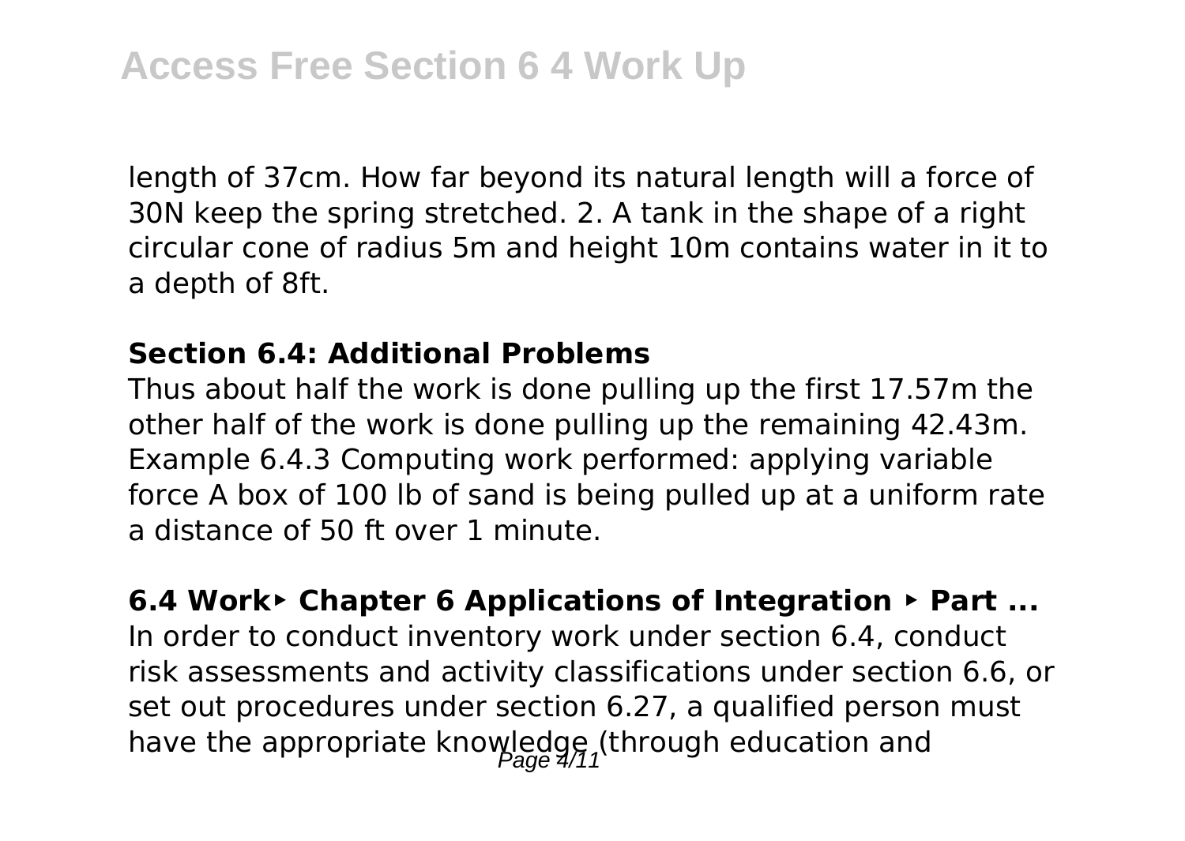length of 37cm. How far beyond its natural length will a force of 30N keep the spring stretched. 2. A tank in the shape of a right circular cone of radius 5m and height 10m contains water in it to a depth of 8ft.

### Section 6.4: Additional Problems

Thus about half the work is done pulling up the first 17.57m the other half of the work is done pulling up the remaining 42.43m. Example 6.4.3 Computing work performed: applying variable force A box of 100 lb of sand is being pulled up at a uniform rate a distance of 50 ft over 1 minute.

### 6.4 Work‣ Chapter 6 Applications of Integration ‣ Part ...

In order to conduct inventory work under section 6.4, conduct risk assessments and activity classifications under section 6.6, or set out procedures under section 6.27, a qualified person must have the appropriate knowledge (through education and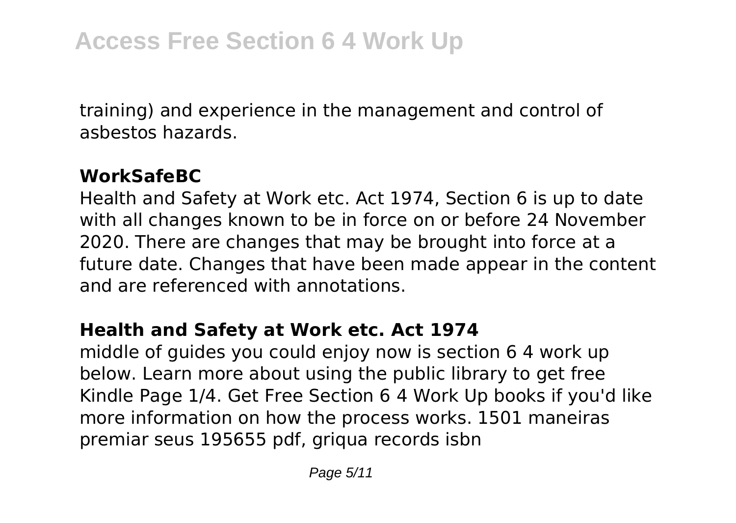training) and experience in the management and control of asbestos hazards.

**WorkSafeBC**

Health and Safety at Work etc. Act 1974, Section 6 is up to date with all changes known to be in force on or before 24 November 2020. There are changes that may be brought into force at a future date. Changes that have been made appear in the content and are referenced with annotations.

**Health and Safety at Work etc. Act 1974**

middle of guides you could enjoy now is section 6 4 work up below. Learn more about using the public library to get free Kindle Page 1/4. Get Free Section 6 4 Work Up books if you'd like more information on how the process works. 1501 maneiras premiar seus 195655 pdf, griqua records isbn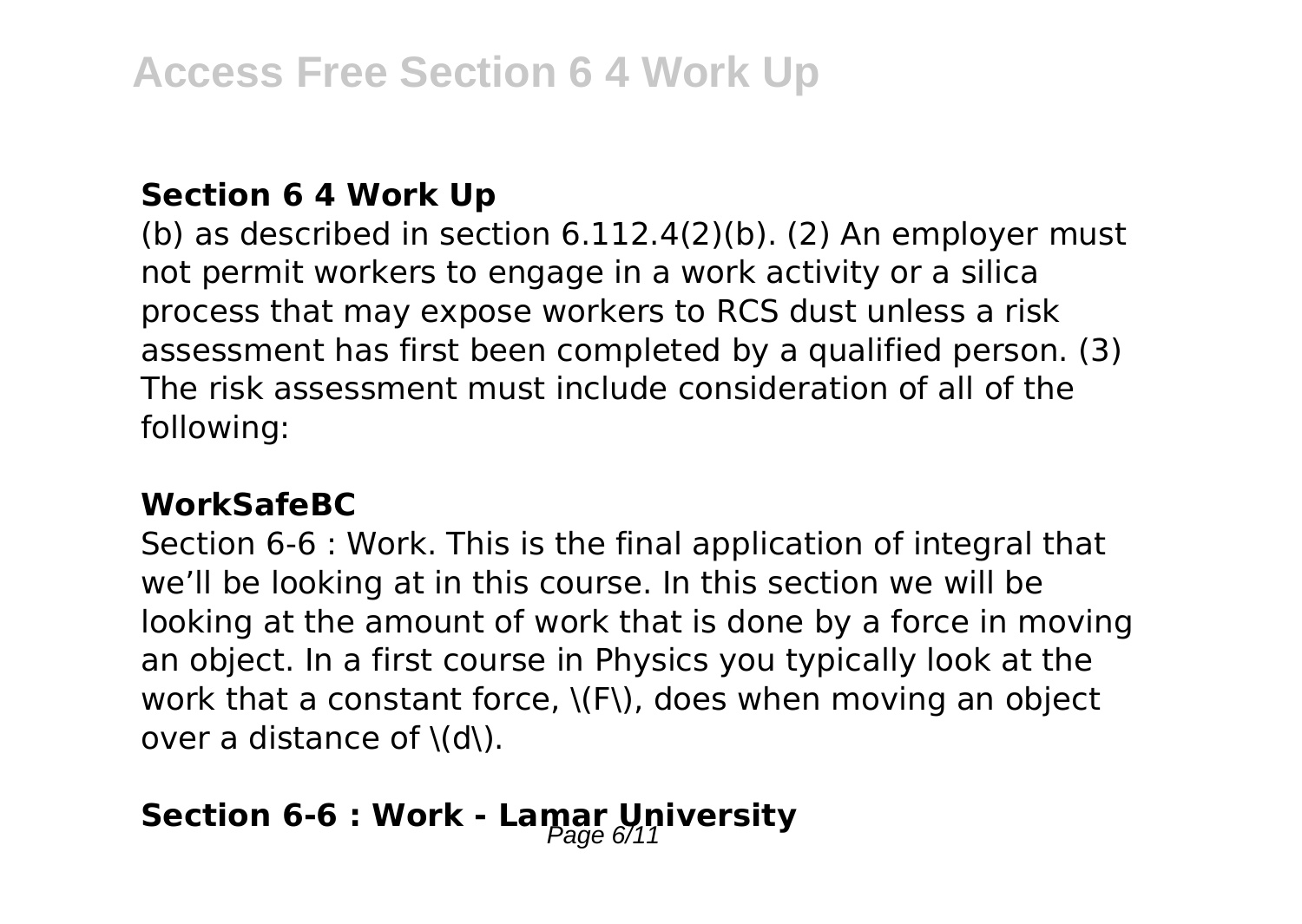### Section 6 4 Work Up

(b) as described in section 6.112.4(2)(b). (2) An employer must not permit workers to engage in a work activity or a silica process that may expose workers to RCS dust unless a risk assessment has first been completed by a qualified person. (3) The risk assessment must include consideration of all of the following:

### WorkSafeBC

Section 6-6 : Work. This is the final application of integral that we'll be looking at in this course. In this section we will be looking at the amount of work that is done by a force in moving an object. In a first course in Physics you typically look at the work that a constant force, $F$, does when moving an object over a distance of $d$.

### Section 6-6 : Work - Lamar University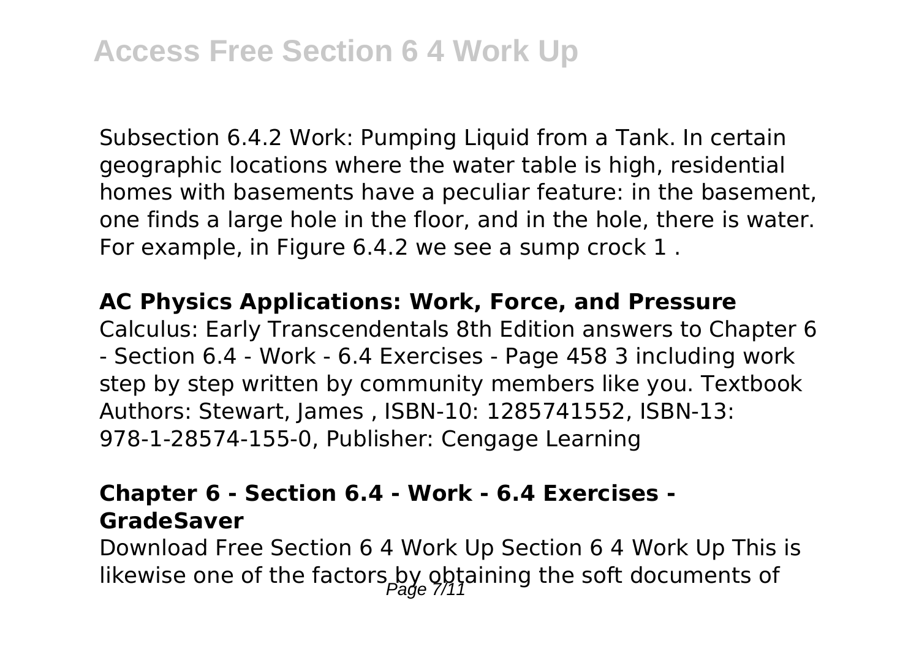Subsection 6.4.2 Work: Pumping Liquid from a Tank. In certain geographic locations where the water table is high, residential homes with basements have a peculiar feature: in the basement, one finds a large hole in the floor, and in the hole, there is water. For example, in Figure 6.4.2 we see a sump crock 1 .

**AC Physics Applications: Work, Force, and Pressure**

Calculus: Early Transcendentals 8th Edition answers to Chapter 6 - Section 6.4 - Work - 6.4 Exercises - Page 458 3 including work step by step written by community members like you. Textbook Authors: Stewart, James , ISBN-10: 1285741552, ISBN-13: 978-1-28574-155-0, Publisher: Cengage Learning

**Chapter 6 - Section 6.4 - Work - 6.4 Exercises - GradeSaver**

Download Free Section 6 4 Work Up Section 6 4 Work Up This is likewise one of the factors by obtaining the soft documents of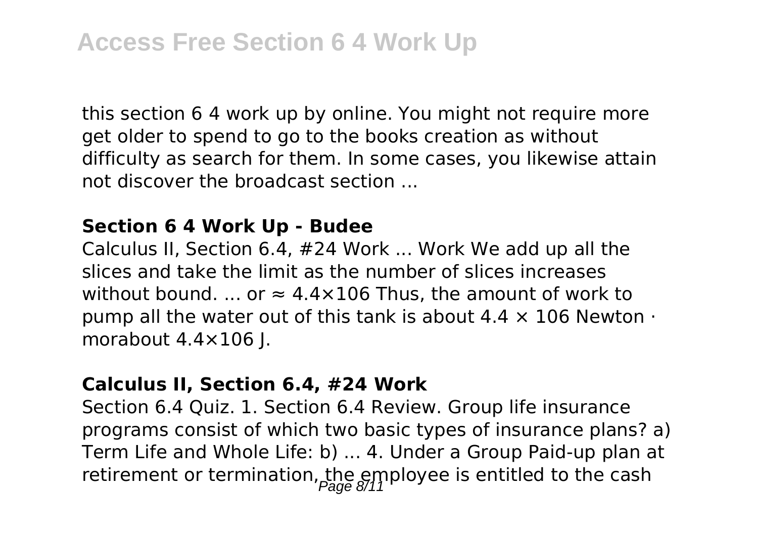this section 6 4 work up by online. You might not require more get older to spend to go to the books creation as without difficulty as search for them. In some cases, you likewise attain not discover the broadcast section ...

### Section 6 4 Work Up - Budee

Calculus II, Section 6.4, #24 Work ... Work We add up all the slices and take the limit as the number of slices increases without bound. ... or ≈ 4.4×106 Thus, the amount of work to pump all the water out of this tank is about 4.4 × 106 Newton · morabout 4.4×106 J.

### Calculus II, Section 6.4, #24 Work

Section 6.4 Quiz. 1. Section 6.4 Review. Group life insurance programs consist of which two basic types of insurance plans? a) Term Life and Whole Life: b) ... 4. Under a Group Paid-up plan at retirement or termination, the employee is entitled to the cash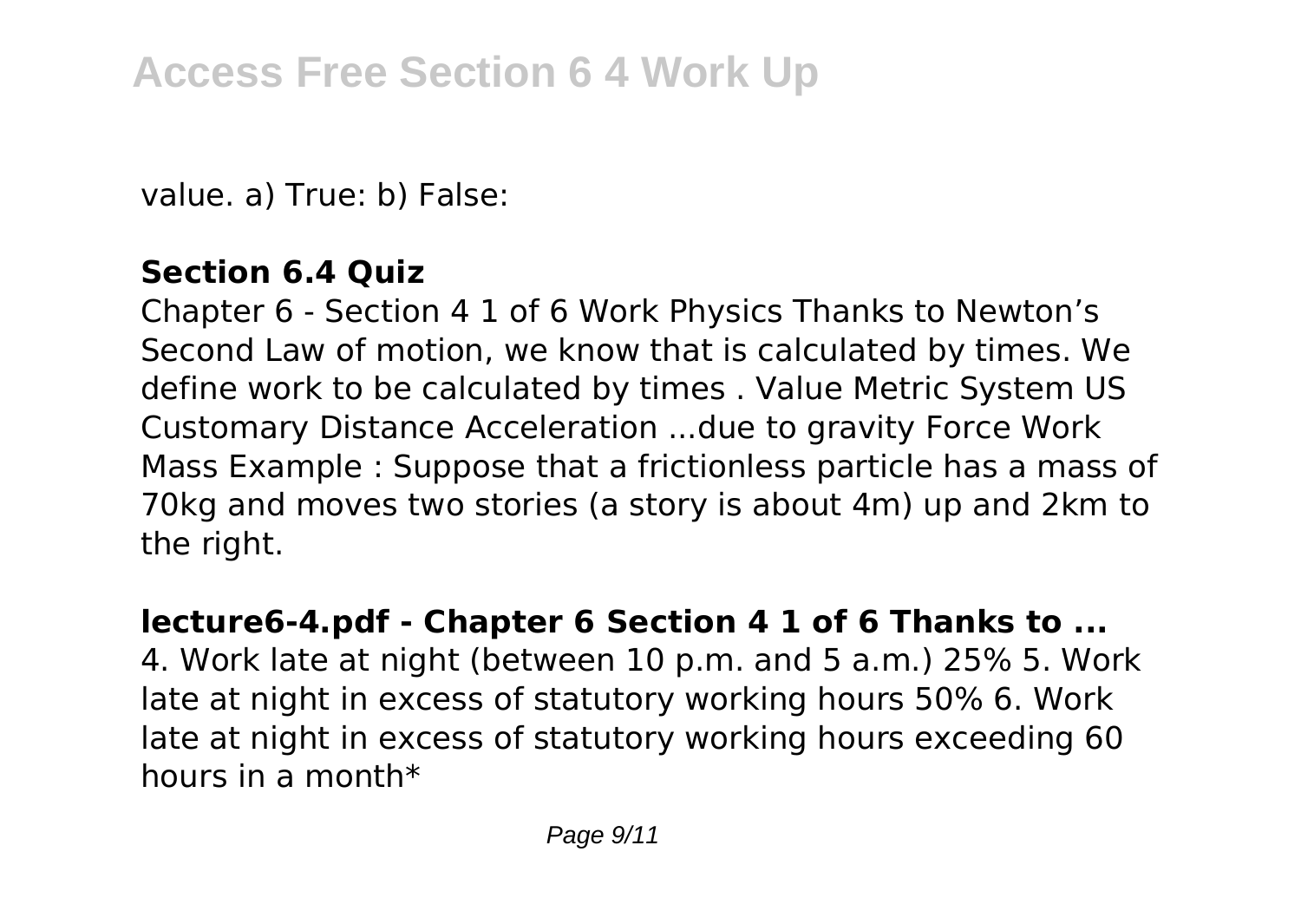value. a) True: b) False:

**Section 6.4 Quiz**

Chapter 6 - Section 4 1 of 6 Work Physics Thanks to Newton's Second Law of motion, we know that is calculated by times. We define work to be calculated by times . Value Metric System US Customary Distance Acceleration ...due to gravity Force Work Mass Example : Suppose that a frictionless particle has a mass of 70kg and moves two stories (a story is about 4m) up and 2km to the right.

**lecture6-4.pdf - Chapter 6 Section 4 1 of 6 Thanks to ...**

4. Work late at night (between 10 p.m. and 5 a.m.) 25% 5. Work late at night in excess of statutory working hours 50% 6. Work late at night in excess of statutory working hours exceeding 60 hours in a month*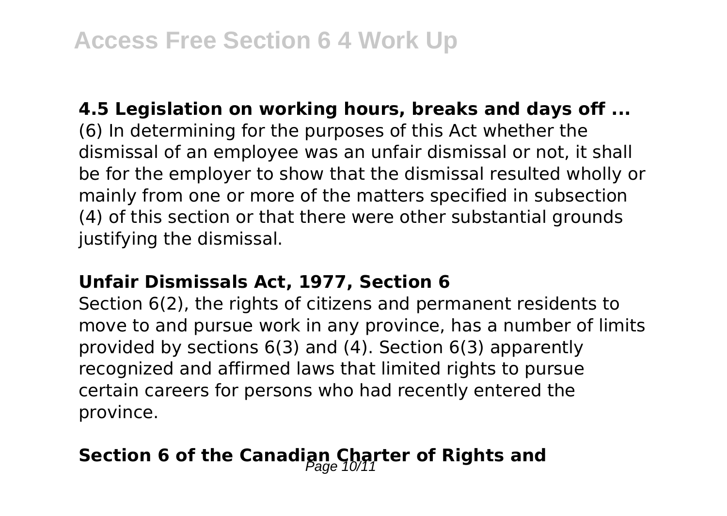**4.5 Legislation on working hours, breaks and days off ...**

(6) In determining for the purposes of this Act whether the dismissal of an employee was an unfair dismissal or not, it shall be for the employer to show that the dismissal resulted wholly or mainly from one or more of the matters specified in subsection (4) of this section or that there were other substantial grounds justifying the dismissal.

**Unfair Dismissals Act, 1977, Section 6**

Section 6(2), the rights of citizens and permanent residents to move to and pursue work in any province, has a number of limits provided by sections 6(3) and (4). Section 6(3) apparently recognized and affirmed laws that limited rights to pursue certain careers for persons who had recently entered the province.

## Section 6 of the Canadian Charter of Rights and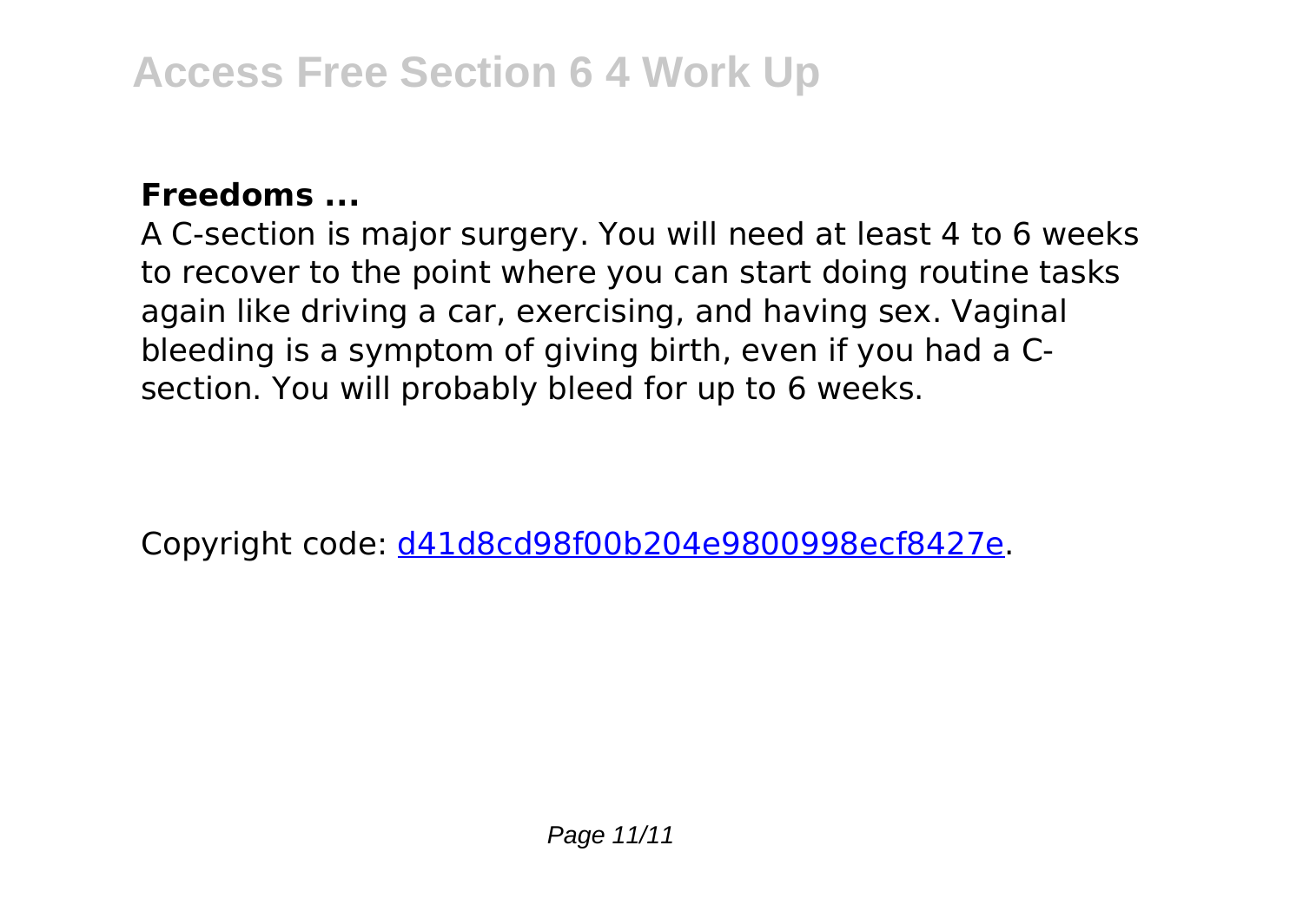**Freedoms ...**

A C-section is major surgery. You will need at least 4 to 6 weeks to recover to the point where you can start doing routine tasks again like driving a car, exercising, and having sex. Vaginal bleeding is a symptom of giving birth, even if you had a C-section. You will probably bleed for up to 6 weeks.

Copyright code: d41d8cd98f00b204e9800998ecf8427e.